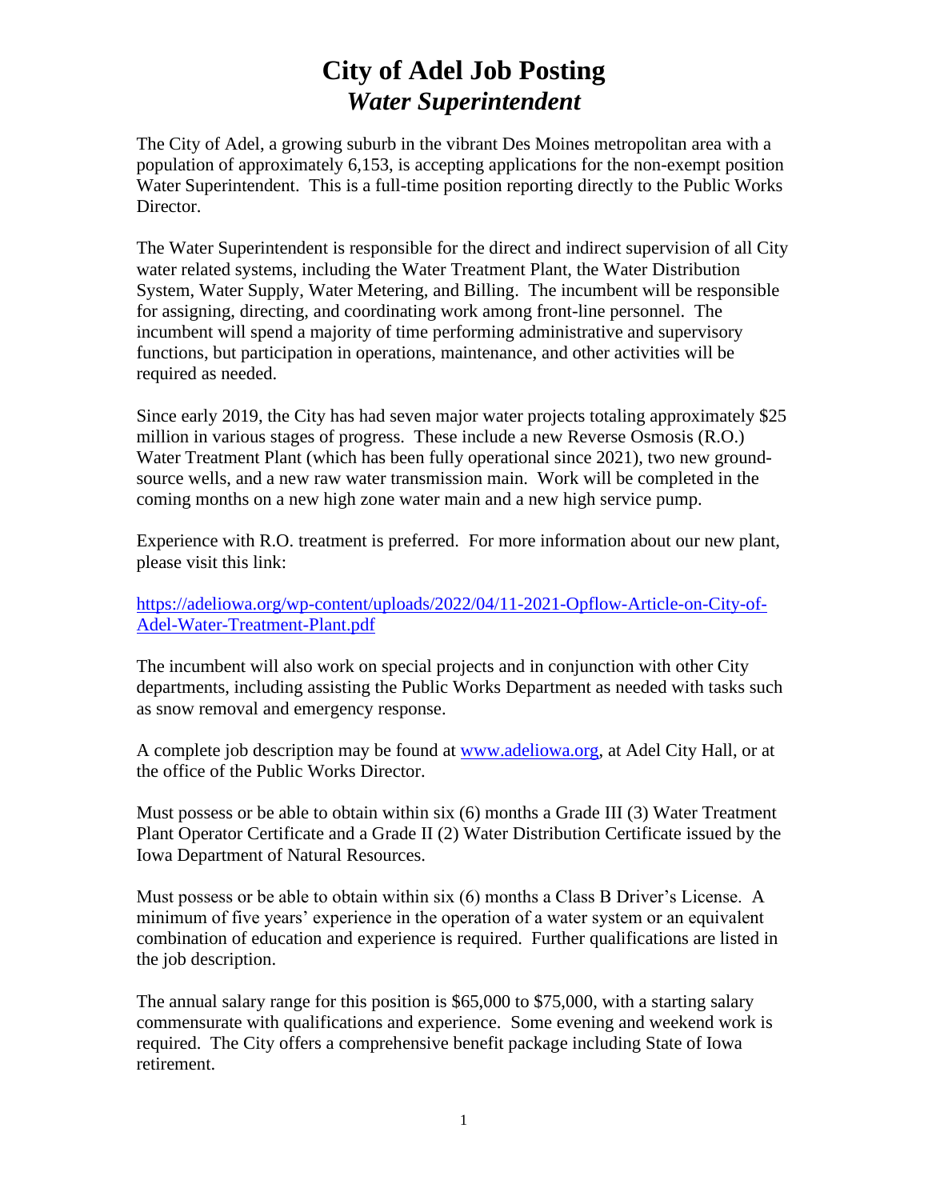# City of Adel Job Posting
## *Water Superintendent*

The City of Adel, a growing suburb in the vibrant Des Moines metropolitan area with a population of approximately 6,153, is accepting applications for the non-exempt position Water Superintendent. This is a full-time position reporting directly to the Public Works Director.

The Water Superintendent is responsible for the direct and indirect supervision of all City water related systems, including the Water Treatment Plant, the Water Distribution System, Water Supply, Water Metering, and Billing. The incumbent will be responsible for assigning, directing, and coordinating work among front-line personnel. The incumbent will spend a majority of time performing administrative and supervisory functions, but participation in operations, maintenance, and other activities will be required as needed.

Since early 2019, the City has had seven major water projects totaling approximately $25 million in various stages of progress. These include a new Reverse Osmosis (R.O.) Water Treatment Plant (which has been fully operational since 2021), two new ground-source wells, and a new raw water transmission main. Work will be completed in the coming months on a new high zone water main and a new high service pump.

Experience with R.O. treatment is preferred. For more information about our new plant, please visit this link:

[https://adeliowa.org/wp-content/uploads/2022/04/11-2021-Opflow-Article-on-City-of-Adel-Water-Treatment-Plant.pdf](https://adeliowa.org/wp-content/uploads/2022/04/11-2021-Opflow-Article-on-City-of-Adel-Water-Treatment-Plant.pdf)

The incumbent will also work on special projects and in conjunction with other City departments, including assisting the Public Works Department as needed with tasks such as snow removal and emergency response.

A complete job description may be found at [www.adeliowa.org](http://www.adeliowa.org), at Adel City Hall, or at the office of the Public Works Director.

Must possess or be able to obtain within six (6) months a Grade III (3) Water Treatment Plant Operator Certificate and a Grade II (2) Water Distribution Certificate issued by the Iowa Department of Natural Resources.

Must possess or be able to obtain within six (6) months a Class B Driver's License. A minimum of five years' experience in the operation of a water system or an equivalent combination of education and experience is required. Further qualifications are listed in the job description.

The annual salary range for this position is $65,000 to $75,000, with a starting salary commensurate with qualifications and experience. Some evening and weekend work is required. The City offers a comprehensive benefit package including State of Iowa retirement.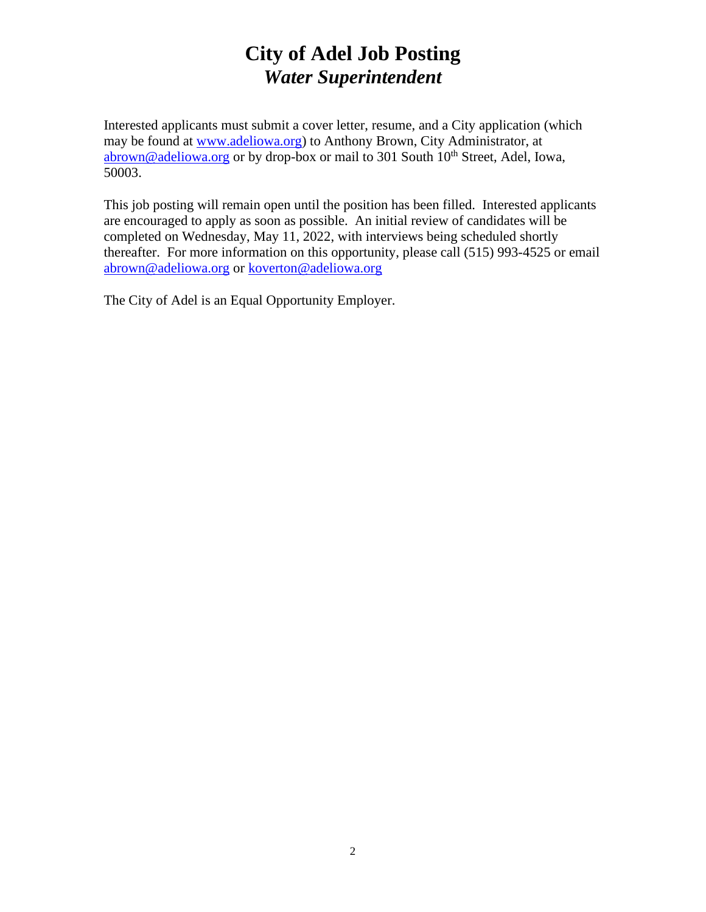# City of Adel Job Posting
## *Water Superintendent*

Interested applicants must submit a cover letter, resume, and a City application (which may be found at www.adeliowa.org) to Anthony Brown, City Administrator, at abrown@adeliowa.org or by drop-box or mail to 301 South 10th Street, Adel, Iowa, 50003.

This job posting will remain open until the position has been filled. Interested applicants are encouraged to apply as soon as possible. An initial review of candidates will be completed on Wednesday, May 11, 2022, with interviews being scheduled shortly thereafter. For more information on this opportunity, please call (515) 993-4525 or email abrown@adeliowa.org or koverton@adeliowa.org

The City of Adel is an Equal Opportunity Employer.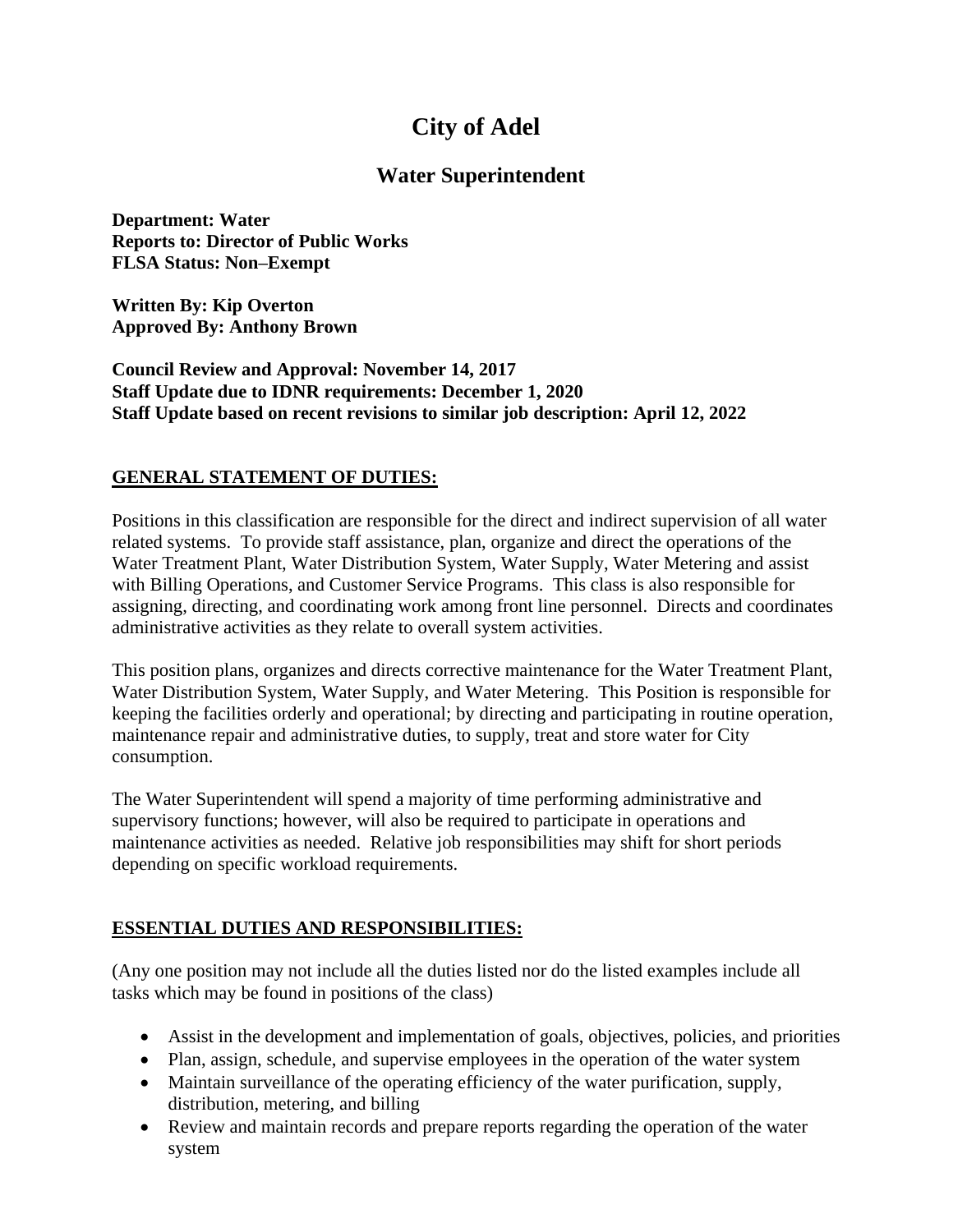# City of Adel

## Water Superintendent

**Department: Water**
**Reports to: Director of Public Works**
**FLSA Status: Non–Exempt**

**Written By: Kip Overton**
**Approved By: Anthony Brown**

**Council Review and Approval: November 14, 2017**
**Staff Update due to IDNR requirements: December 1, 2020**
**Staff Update based on recent revisions to similar job description: April 12, 2022**

### GENERAL STATEMENT OF DUTIES:

Positions in this classification are responsible for the direct and indirect supervision of all water related systems. To provide staff assistance, plan, organize and direct the operations of the Water Treatment Plant, Water Distribution System, Water Supply, Water Metering and assist with Billing Operations, and Customer Service Programs. This class is also responsible for assigning, directing, and coordinating work among front line personnel. Directs and coordinates administrative activities as they relate to overall system activities.

This position plans, organizes and directs corrective maintenance for the Water Treatment Plant, Water Distribution System, Water Supply, and Water Metering. This Position is responsible for keeping the facilities orderly and operational; by directing and participating in routine operation, maintenance repair and administrative duties, to supply, treat and store water for City consumption.

The Water Superintendent will spend a majority of time performing administrative and supervisory functions; however, will also be required to participate in operations and maintenance activities as needed. Relative job responsibilities may shift for short periods depending on specific workload requirements.

### ESSENTIAL DUTIES AND RESPONSIBILITIES:

(Any one position may not include all the duties listed nor do the listed examples include all tasks which may be found in positions of the class)

- Assist in the development and implementation of goals, objectives, policies, and priorities
- Plan, assign, schedule, and supervise employees in the operation of the water system
- Maintain surveillance of the operating efficiency of the water purification, supply, distribution, metering, and billing
- Review and maintain records and prepare reports regarding the operation of the water system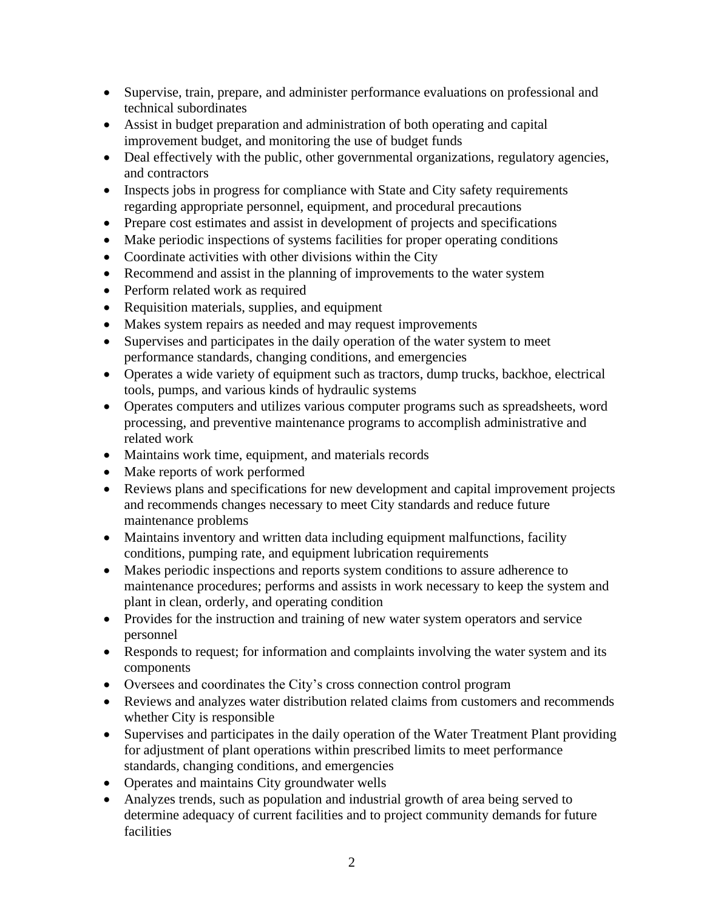- Supervise, train, prepare, and administer performance evaluations on professional and technical subordinates
- Assist in budget preparation and administration of both operating and capital improvement budget, and monitoring the use of budget funds
- Deal effectively with the public, other governmental organizations, regulatory agencies, and contractors
- Inspects jobs in progress for compliance with State and City safety requirements regarding appropriate personnel, equipment, and procedural precautions
- Prepare cost estimates and assist in development of projects and specifications
- Make periodic inspections of systems facilities for proper operating conditions
- Coordinate activities with other divisions within the City
- Recommend and assist in the planning of improvements to the water system
- Perform related work as required
- Requisition materials, supplies, and equipment
- Makes system repairs as needed and may request improvements
- Supervises and participates in the daily operation of the water system to meet performance standards, changing conditions, and emergencies
- Operates a wide variety of equipment such as tractors, dump trucks, backhoe, electrical tools, pumps, and various kinds of hydraulic systems
- Operates computers and utilizes various computer programs such as spreadsheets, word processing, and preventive maintenance programs to accomplish administrative and related work
- Maintains work time, equipment, and materials records
- Make reports of work performed
- Reviews plans and specifications for new development and capital improvement projects and recommends changes necessary to meet City standards and reduce future maintenance problems
- Maintains inventory and written data including equipment malfunctions, facility conditions, pumping rate, and equipment lubrication requirements
- Makes periodic inspections and reports system conditions to assure adherence to maintenance procedures; performs and assists in work necessary to keep the system and plant in clean, orderly, and operating condition
- Provides for the instruction and training of new water system operators and service personnel
- Responds to request; for information and complaints involving the water system and its components
- Oversees and coordinates the City's cross connection control program
- Reviews and analyzes water distribution related claims from customers and recommends whether City is responsible
- Supervises and participates in the daily operation of the Water Treatment Plant providing for adjustment of plant operations within prescribed limits to meet performance standards, changing conditions, and emergencies
- Operates and maintains City groundwater wells
- Analyzes trends, such as population and industrial growth of area being served to determine adequacy of current facilities and to project community demands for future facilities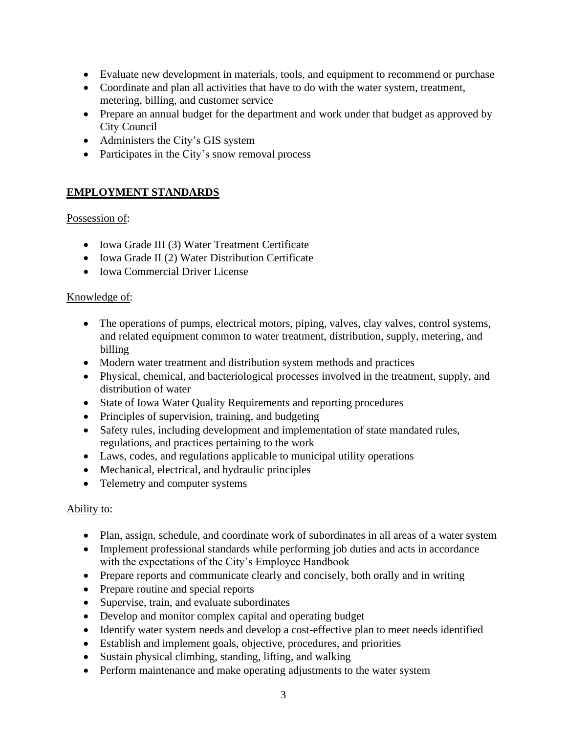- Evaluate new development in materials, tools, and equipment to recommend or purchase
- Coordinate and plan all activities that have to do with the water system, treatment, metering, billing, and customer service
- Prepare an annual budget for the department and work under that budget as approved by City Council
- Administers the City's GIS system
- Participates in the City's snow removal process

## EMPLOYMENT STANDARDS

Possession of:

- Iowa Grade III (3) Water Treatment Certificate
- Iowa Grade II (2) Water Distribution Certificate
- Iowa Commercial Driver License

Knowledge of:

- The operations of pumps, electrical motors, piping, valves, clay valves, control systems, and related equipment common to water treatment, distribution, supply, metering, and billing
- Modern water treatment and distribution system methods and practices
- Physical, chemical, and bacteriological processes involved in the treatment, supply, and distribution of water
- State of Iowa Water Quality Requirements and reporting procedures
- Principles of supervision, training, and budgeting
- Safety rules, including development and implementation of state mandated rules, regulations, and practices pertaining to the work
- Laws, codes, and regulations applicable to municipal utility operations
- Mechanical, electrical, and hydraulic principles
- Telemetry and computer systems

Ability to:

- Plan, assign, schedule, and coordinate work of subordinates in all areas of a water system
- Implement professional standards while performing job duties and acts in accordance with the expectations of the City's Employee Handbook
- Prepare reports and communicate clearly and concisely, both orally and in writing
- Prepare routine and special reports
- Supervise, train, and evaluate subordinates
- Develop and monitor complex capital and operating budget
- Identify water system needs and develop a cost-effective plan to meet needs identified
- Establish and implement goals, objective, procedures, and priorities
- Sustain physical climbing, standing, lifting, and walking
- Perform maintenance and make operating adjustments to the water system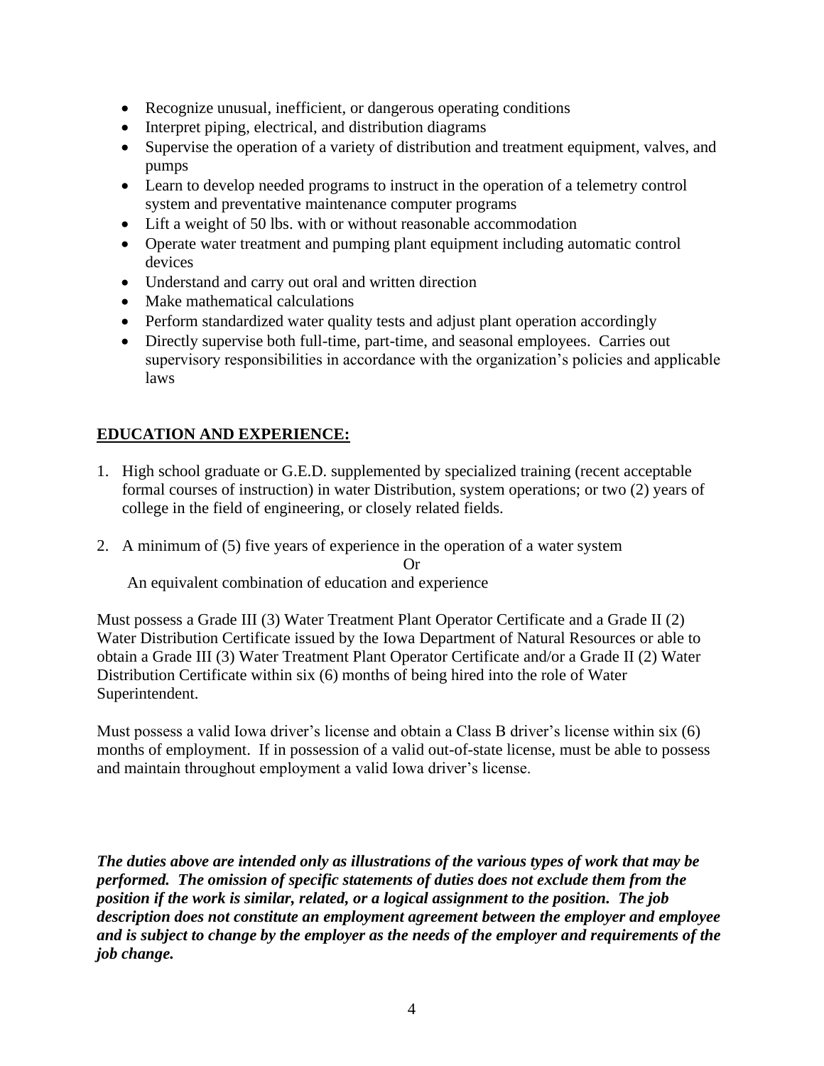- Recognize unusual, inefficient, or dangerous operating conditions
- Interpret piping, electrical, and distribution diagrams
- Supervise the operation of a variety of distribution and treatment equipment, valves, and pumps
- Learn to develop needed programs to instruct in the operation of a telemetry control system and preventative maintenance computer programs
- Lift a weight of 50 lbs. with or without reasonable accommodation
- Operate water treatment and pumping plant equipment including automatic control devices
- Understand and carry out oral and written direction
- Make mathematical calculations
- Perform standardized water quality tests and adjust plant operation accordingly
- Directly supervise both full-time, part-time, and seasonal employees. Carries out supervisory responsibilities in accordance with the organization's policies and applicable laws

## EDUCATION AND EXPERIENCE:

1. High school graduate or G.E.D. supplemented by specialized training (recent acceptable formal courses of instruction) in water Distribution, system operations; or two (2) years of college in the field of engineering, or closely related fields.

2. A minimum of (5) five years of experience in the operation of a water system

   Or

   An equivalent combination of education and experience

Must possess a Grade III (3) Water Treatment Plant Operator Certificate and a Grade II (2) Water Distribution Certificate issued by the Iowa Department of Natural Resources or able to obtain a Grade III (3) Water Treatment Plant Operator Certificate and/or a Grade II (2) Water Distribution Certificate within six (6) months of being hired into the role of Water Superintendent.

Must possess a valid Iowa driver's license and obtain a Class B driver's license within six (6) months of employment. If in possession of a valid out-of-state license, must be able to possess and maintain throughout employment a valid Iowa driver's license.

***The duties above are intended only as illustrations of the various types of work that may be performed. The omission of specific statements of duties does not exclude them from the position if the work is similar, related, or a logical assignment to the position. The job description does not constitute an employment agreement between the employer and employee and is subject to change by the employer as the needs of the employer and requirements of the job change.***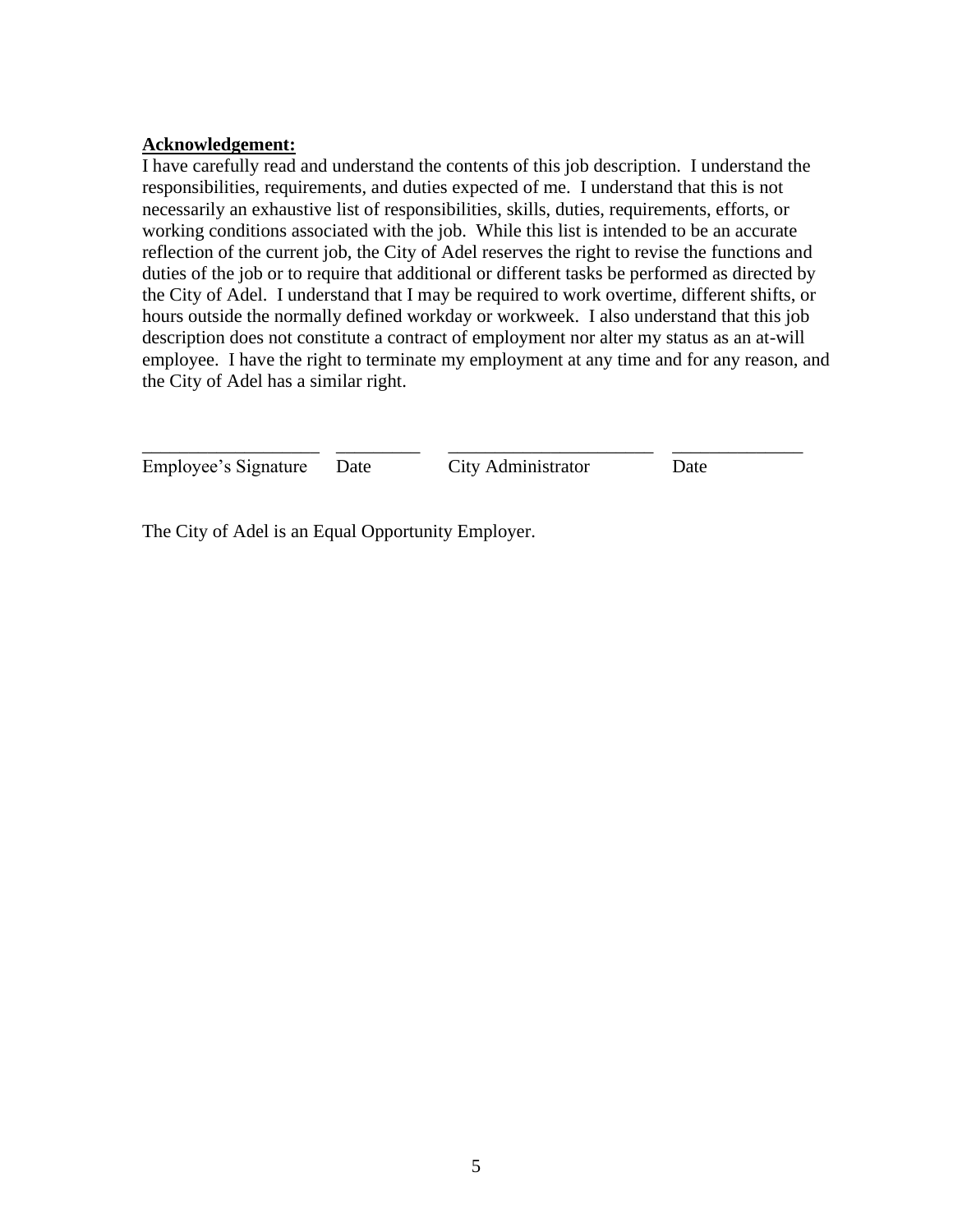**Acknowledgement:**

I have carefully read and understand the contents of this job description. I understand the responsibilities, requirements, and duties expected of me. I understand that this is not necessarily an exhaustive list of responsibilities, skills, duties, requirements, efforts, or working conditions associated with the job. While this list is intended to be an accurate reflection of the current job, the City of Adel reserves the right to revise the functions and duties of the job or to require that additional or different tasks be performed as directed by the City of Adel. I understand that I may be required to work overtime, different shifts, or hours outside the normally defined workday or workweek. I also understand that this job description does not constitute a contract of employment nor alter my status as an at-will employee. I have the right to terminate my employment at any time and for any reason, and the City of Adel has a similar right.

___________________ _________ ______________________ ______________

Employee's Signature Date City Administrator Date

The City of Adel is an Equal Opportunity Employer.